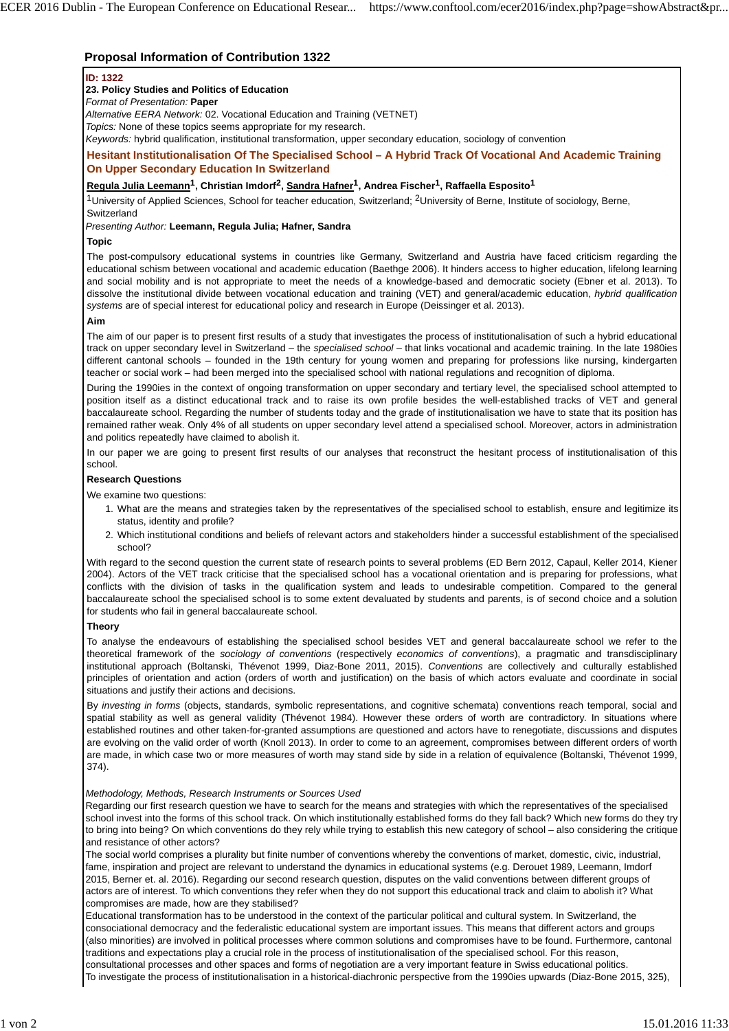# Proposal Information of Contribution 1322

**ID: 1322**
**23. Policy Studies and Politics of Education**
*Format of Presentation:* **Paper**
*Alternative EERA Network:* 02. Vocational Education and Training (VETNET)
*Topics:* None of these topics seems appropriate for my research.
*Keywords:* hybrid qualification, institutional transformation, upper secondary education, sociology of convention

## Hesitant Institutionalisation Of The Specialised School – A Hybrid Track Of Vocational And Academic Training On Upper Secondary Education In Switzerland

**Regula Julia Leemann[1], Christian Imdorf[2], Sandra Hafner[1], Andrea Fischer[1], Raffaella Esposito[1]**

[1]University of Applied Sciences, School for teacher education, Switzerland; [2]University of Berne, Institute of sociology, Berne, Switzerland

*Presenting Author:* **Leemann, Regula Julia; Hafner, Sandra**

### Topic

The post-compulsory educational systems in countries like Germany, Switzerland and Austria have faced criticism regarding the educational schism between vocational and academic education (Baethge 2006). It hinders access to higher education, lifelong learning and social mobility and is not appropriate to meet the needs of a knowledge-based and democratic society (Ebner et al. 2013). To dissolve the institutional divide between vocational education and training (VET) and general/academic education, *hybrid qualification systems* are of special interest for educational policy and research in Europe (Deissinger et al. 2013).

### Aim

The aim of our paper is to present first results of a study that investigates the process of institutionalisation of such a hybrid educational track on upper secondary level in Switzerland – the *specialised school* – that links vocational and academic training. In the late 1980ies different cantonal schools – founded in the 19th century for young women and preparing for professions like nursing, kindergarten teacher or social work – had been merged into the specialised school with national regulations and recognition of diploma.

During the 1990ies in the context of ongoing transformation on upper secondary and tertiary level, the specialised school attempted to position itself as a distinct educational track and to raise its own profile besides the well-established tracks of VET and general baccalaureate school. Regarding the number of students today and the grade of institutionalisation we have to state that its position has remained rather weak. Only 4% of all students on upper secondary level attend a specialised school. Moreover, actors in administration and politics repeatedly have claimed to abolish it.

In our paper we are going to present first results of our analyses that reconstruct the hesitant process of institutionalisation of this school.

### Research Questions

We examine two questions:

1. What are the means and strategies taken by the representatives of the specialised school to establish, ensure and legitimize its status, identity and profile?
2. Which institutional conditions and beliefs of relevant actors and stakeholders hinder a successful establishment of the specialised school?

With regard to the second question the current state of research points to several problems (ED Bern 2012, Capaul, Keller 2014, Kiener 2004). Actors of the VET track criticise that the specialised school has a vocational orientation and is preparing for professions, what conflicts with the division of tasks in the qualification system and leads to undesirable competition. Compared to the general baccalaureate school the specialised school is to some extent devaluated by students and parents, is of second choice and a solution for students who fail in general baccalaureate school.

### Theory

To analyse the endeavours of establishing the specialised school besides VET and general baccalaureate school we refer to the theoretical framework of the *sociology of conventions* (respectively *economics of conventions*), a pragmatic and transdisciplinary institutional approach (Boltanski, Thévenot 1999, Diaz-Bone 2011, 2015). *Conventions* are collectively and culturally established principles of orientation and action (orders of worth and justification) on the basis of which actors evaluate and coordinate in social situations and justify their actions and decisions.

By *investing in forms* (objects, standards, symbolic representations, and cognitive schemata) conventions reach temporal, social and spatial stability as well as general validity (Thévenot 1984). However these orders of worth are contradictory. In situations where established routines and other taken-for-granted assumptions are questioned and actors have to renegotiate, discussions and disputes are evolving on the valid order of worth (Knoll 2013). In order to come to an agreement, compromises between different orders of worth are made, in which case two or more measures of worth may stand side by side in a relation of equivalence (Boltanski, Thévenot 1999, 374).

*Methodology, Methods, Research Instruments or Sources Used*

Regarding our first research question we have to search for the means and strategies with which the representatives of the specialised school invest into the forms of this school track. On which institutionally established forms do they fall back? Which new forms do they try to bring into being? On which conventions do they rely while trying to establish this new category of school – also considering the critique and resistance of other actors?

The social world comprises a plurality but finite number of conventions whereby the conventions of market, domestic, civic, industrial, fame, inspiration and project are relevant to understand the dynamics in educational systems (e.g. Derouet 1989, Leemann, Imdorf 2015, Berner et. al. 2016). Regarding our second research question, disputes on the valid conventions between different groups of actors are of interest. To which conventions they refer when they do not support this educational track and claim to abolish it? What compromises are made, how are they stabilised?

Educational transformation has to be understood in the context of the particular political and cultural system. In Switzerland, the consociational democracy and the federalistic educational system are important issues. This means that different actors and groups (also minorities) are involved in political processes where common solutions and compromises have to be found. Furthermore, cantonal traditions and expectations play a crucial role in the process of institutionalisation of the specialised school. For this reason, consultational processes and other spaces and forms of negotiation are a very important feature in Swiss educational politics.

To investigate the process of institutionalisation in a historical-diachronic perspective from the 1990ies upwards (Diaz-Bone 2015, 325),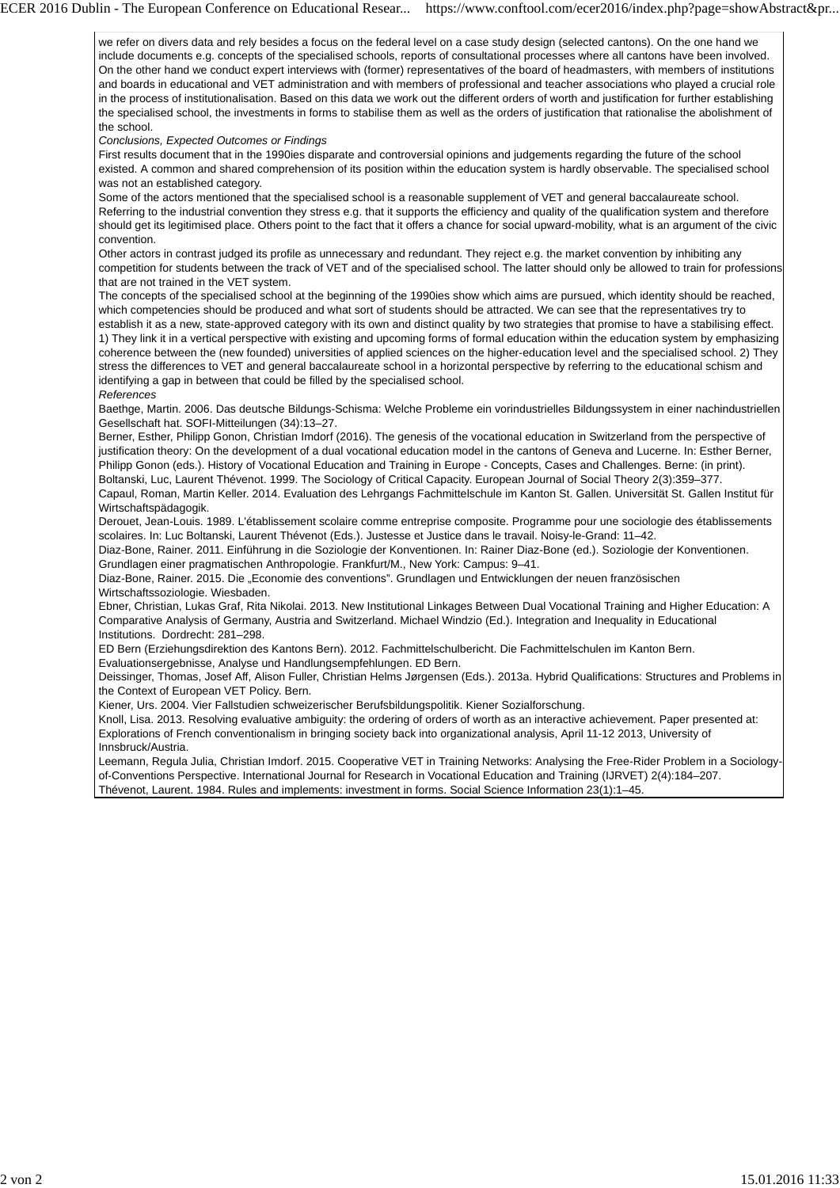we refer on divers data and rely besides a focus on the federal level on a case study design (selected cantons). On the one hand we include documents e.g. concepts of the specialised schools, reports of consultational processes where all cantons have been involved. On the other hand we conduct expert interviews with (former) representatives of the board of headmasters, with members of institutions and boards in educational and VET administration and with members of professional and teacher associations who played a crucial role in the process of institutionalisation. Based on this data we work out the different orders of worth and justification for further establishing the specialised school, the investments in forms to stabilise them as well as the orders of justification that rationalise the abolishment of the school.

*Conclusions, Expected Outcomes or Findings*

First results document that in the 1990ies disparate and controversial opinions and judgements regarding the future of the school existed. A common and shared comprehension of its position within the education system is hardly observable. The specialised school was not an established category.

Some of the actors mentioned that the specialised school is a reasonable supplement of VET and general baccalaureate school. Referring to the industrial convention they stress e.g. that it supports the efficiency and quality of the qualification system and therefore should get its legitimised place. Others point to the fact that it offers a chance for social upward-mobility, what is an argument of the civic convention.

Other actors in contrast judged its profile as unnecessary and redundant. They reject e.g. the market convention by inhibiting any competition for students between the track of VET and of the specialised school. The latter should only be allowed to train for professions that are not trained in the VET system.

The concepts of the specialised school at the beginning of the 1990ies show which aims are pursued, which identity should be reached, which competencies should be produced and what sort of students should be attracted. We can see that the representatives try to establish it as a new, state-approved category with its own and distinct quality by two strategies that promise to have a stabilising effect. 1) They link it in a vertical perspective with existing and upcoming forms of formal education within the education system by emphasizing coherence between the (new founded) universities of applied sciences on the higher-education level and the specialised school. 2) They stress the differences to VET and general baccalaureate school in a horizontal perspective by referring to the educational schism and identifying a gap in between that could be filled by the specialised school.

*References*

Baethge, Martin. 2006. Das deutsche Bildungs-Schisma: Welche Probleme ein vorindustrielles Bildungssystem in einer nachindustriellen Gesellschaft hat. SOFI-Mitteilungen (34):13–27.

Berner, Esther, Philipp Gonon, Christian Imdorf (2016). The genesis of the vocational education in Switzerland from the perspective of justification theory: On the development of a dual vocational education model in the cantons of Geneva and Lucerne. In: Esther Berner, Philipp Gonon (eds.). History of Vocational Education and Training in Europe - Concepts, Cases and Challenges. Berne: (in print).

Boltanski, Luc, Laurent Thévenot. 1999. The Sociology of Critical Capacity. European Journal of Social Theory 2(3):359–377.

Capaul, Roman, Martin Keller. 2014. Evaluation des Lehrgangs Fachmittelschule im Kanton St. Gallen. Universität St. Gallen Institut für Wirtschaftspädagogik.

Derouet, Jean-Louis. 1989. L'établissement scolaire comme entreprise composite. Programme pour une sociologie des établissements scolaires. In: Luc Boltanski, Laurent Thévenot (Eds.). Justesse et Justice dans le travail. Noisy-le-Grand: 11–42.

Diaz-Bone, Rainer. 2011. Einführung in die Soziologie der Konventionen. In: Rainer Diaz-Bone (ed.). Soziologie der Konventionen. Grundlagen einer pragmatischen Anthropologie. Frankfurt/M., New York: Campus: 9–41.

Diaz-Bone, Rainer. 2015. Die „Economie des conventions". Grundlagen und Entwicklungen der neuen französischen Wirtschaftssoziologie. Wiesbaden.

Ebner, Christian, Lukas Graf, Rita Nikolai. 2013. New Institutional Linkages Between Dual Vocational Training and Higher Education: A Comparative Analysis of Germany, Austria and Switzerland. Michael Windzio (Ed.). Integration and Inequality in Educational Institutions. Dordrecht: 281–298.

ED Bern (Erziehungsdirektion des Kantons Bern). 2012. Fachmittelschulbericht. Die Fachmittelschulen im Kanton Bern. Evaluationsergebnisse, Analyse und Handlungsempfehlungen. ED Bern.

Deissinger, Thomas, Josef Aff, Alison Fuller, Christian Helms Jørgensen (Eds.). 2013a. Hybrid Qualifications: Structures and Problems in the Context of European VET Policy. Bern.

Kiener, Urs. 2004. Vier Fallstudien schweizerischer Berufsbildungspolitik. Kiener Sozialforschung.

Knoll, Lisa. 2013. Resolving evaluative ambiguity: the ordering of orders of worth as an interactive achievement. Paper presented at: Explorations of French conventionalism in bringing society back into organizational analysis, April 11-12 2013, University of Innsbruck/Austria.

Leemann, Regula Julia, Christian Imdorf. 2015. Cooperative VET in Training Networks: Analysing the Free-Rider Problem in a Sociology-of-Conventions Perspective. International Journal for Research in Vocational Education and Training (IJRVET) 2(4):184–207.

Thévenot, Laurent. 1984. Rules and implements: investment in forms. Social Science Information 23(1):1–45.